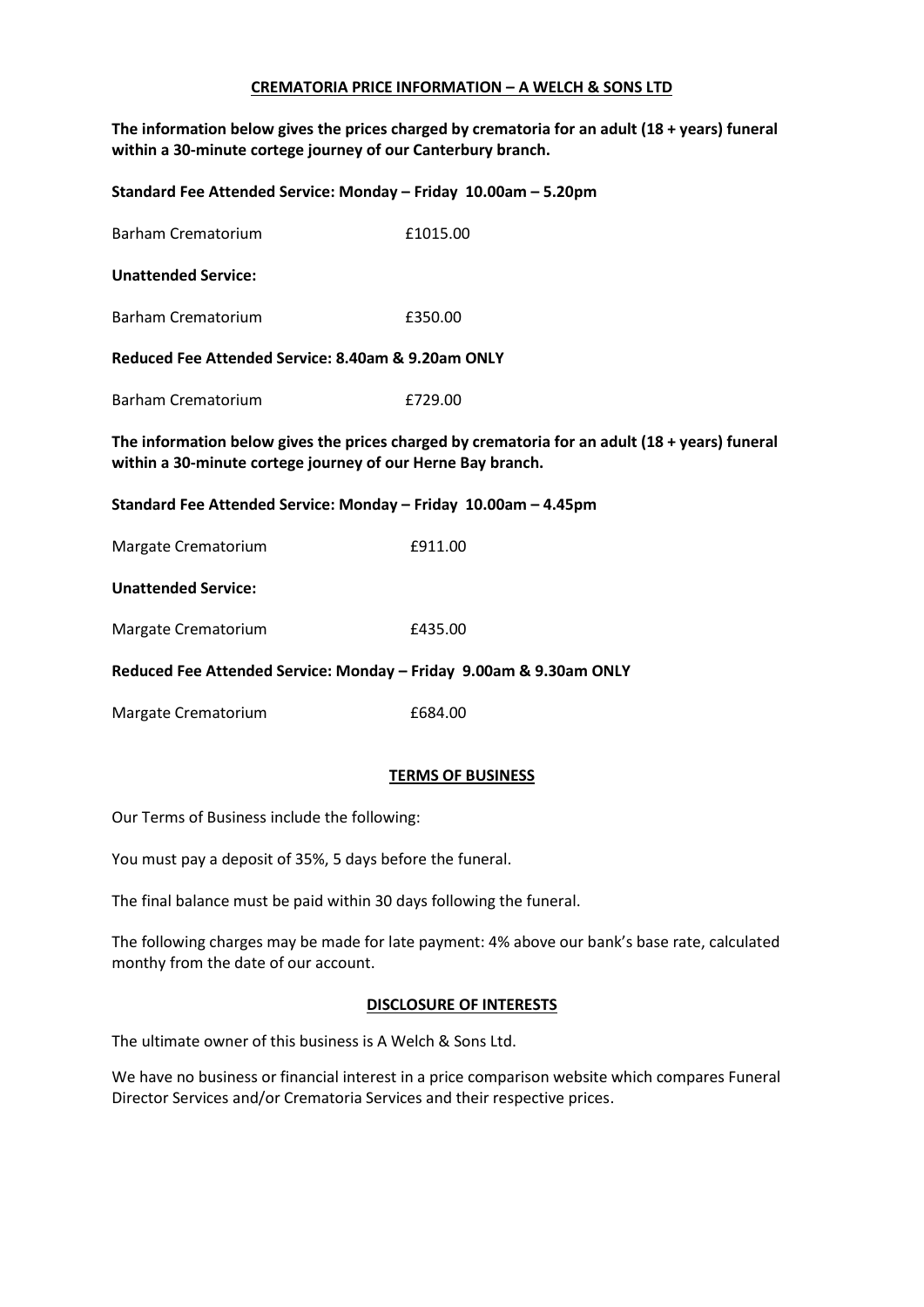# CREMATORIA PRICE INFORMATION – A WELCH & SONS LTD

**The information below gives the prices charged by crematoria for an adult (18 + years) funeral within a 30-minute cortege journey of our Canterbury branch.**

**Standard Fee Attended Service: Monday – Friday 10.00am – 5.20pm**

| | |
|---|---|
| Barham Crematorium | £1015.00 |

**Unattended Service:**

| | |
|---|---|
| Barham Crematorium | £350.00 |

**Reduced Fee Attended Service: 8.40am & 9.20am ONLY**

| | |
|---|---|
| Barham Crematorium | £729.00 |

**The information below gives the prices charged by crematoria for an adult (18 + years) funeral within a 30-minute cortege journey of our Herne Bay branch.**

**Standard Fee Attended Service: Monday – Friday 10.00am – 4.45pm**

| | |
|---|---|
| Margate Crematorium | £911.00 |

**Unattended Service:**

| | |
|---|---|
| Margate Crematorium | £435.00 |

**Reduced Fee Attended Service: Monday – Friday 9.00am & 9.30am ONLY**

| | |
|---|---|
| Margate Crematorium | £684.00 |

## TERMS OF BUSINESS

Our Terms of Business include the following:

You must pay a deposit of 35%, 5 days before the funeral.

The final balance must be paid within 30 days following the funeral.

The following charges may be made for late payment: 4% above our bank's base rate, calculated monthy from the date of our account.

## DISCLOSURE OF INTERESTS

The ultimate owner of this business is A Welch & Sons Ltd.

We have no business or financial interest in a price comparison website which compares Funeral Director Services and/or Crematoria Services and their respective prices.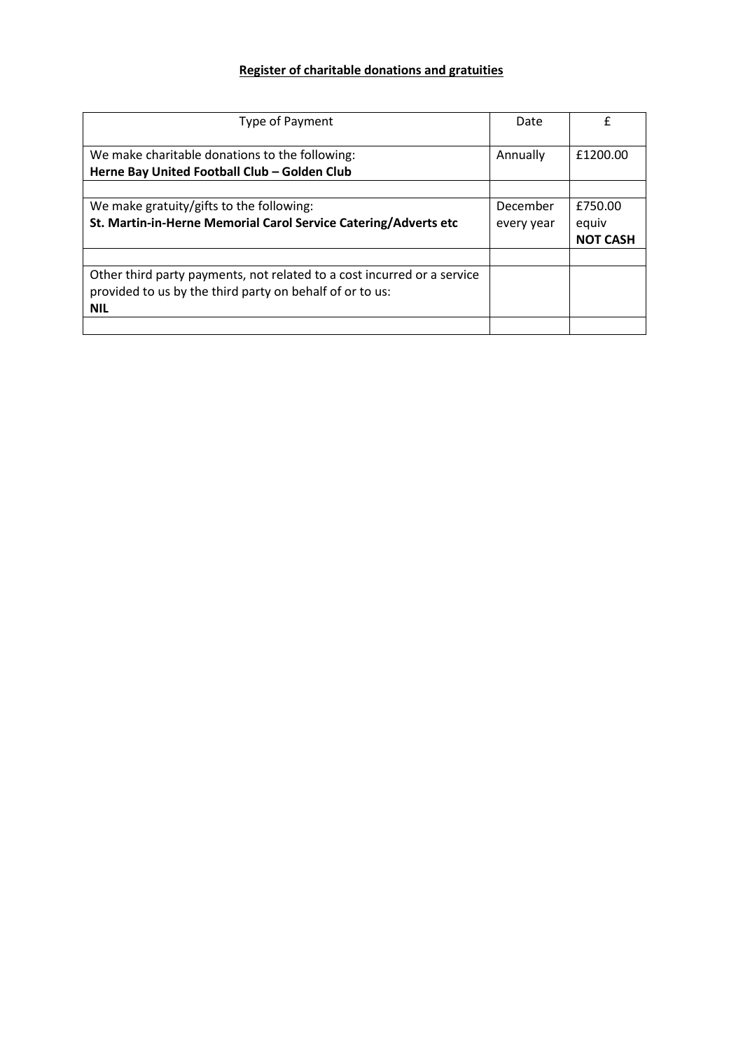**<u>Register of charitable donations and gratuities</u>**

| Type of Payment | Date | £ |
|---|---|---|
| We make charitable donations to the following:<br>**Herne Bay United Football Club – Golden Club** | Annually | £1200.00 |
| | | |
| We make gratuity/gifts to the following:<br>**St. Martin-in-Herne Memorial Carol Service Catering/Adverts etc** | December every year | £750.00 equiv **NOT CASH** |
| | | |
| Other third party payments, not related to a cost incurred or a service provided to us by the third party on behalf of or to us:<br>**NIL** | | |
| | | |